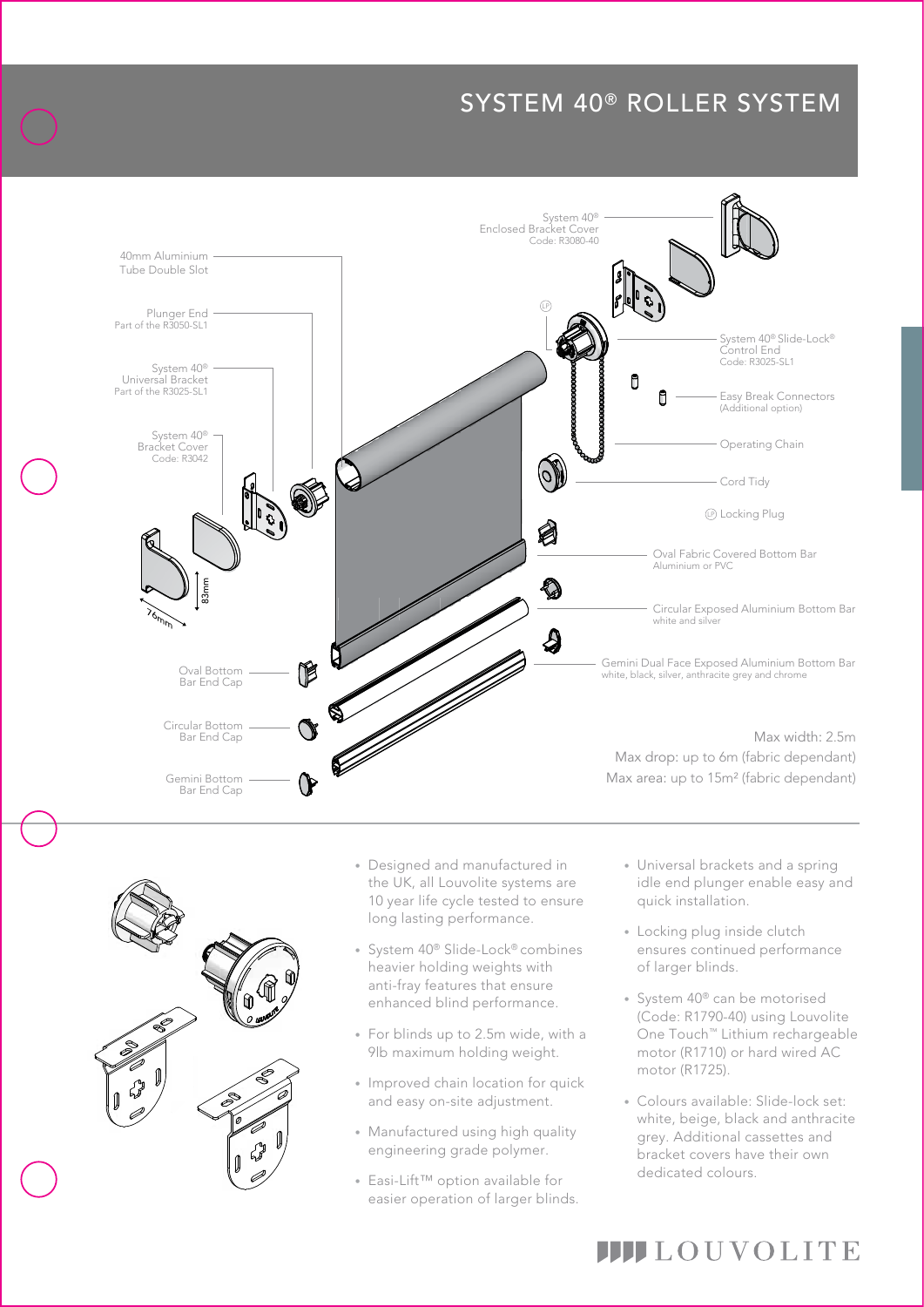# SYSTEM 40® ROLLER SYSTEM

40mm Aluminium Tube Double Slot

Plunger End
Part of the R3050-SL1

System 40® Universal Bracket
Part of the R3025-SL1

System 40® Bracket Cover
Code: R3042

83mm

76mm

Oval Bottom Bar End Cap

Circular Bottom Bar End Cap

Gemini Bottom Bar End Cap

System 40® Enclosed Bracket Cover
Code: R3080-40

System 40® Slide-Lock® Control End
Code: R3025-SL1

Easy Break Connectors
(Additional option)

Operating Chain

Cord Tidy

LP Locking Plug

Oval Fabric Covered Bottom Bar
Aluminium or PVC

Circular Exposed Aluminium Bottom Bar
white and silver

Gemini Dual Face Exposed Aluminium Bottom Bar
white, black, silver, anthracite grey and chrome

Max width: 2.5m
Max drop: up to 6m (fabric dependant)
Max area: up to 15m² (fabric dependant)

- Designed and manufactured in the UK, all Louvolite systems are 10 year life cycle tested to ensure long lasting performance.
- System 40® Slide-Lock® combines heavier holding weights with anti-fray features that ensure enhanced blind performance.
- For blinds up to 2.5m wide, with a 9lb maximum holding weight.
- Improved chain location for quick and easy on-site adjustment.
- Manufactured using high quality engineering grade polymer.
- Easi-Lift™ option available for easier operation of larger blinds.
- Universal brackets and a spring idle end plunger enable easy and quick installation.
- Locking plug inside clutch ensures continued performance of larger blinds.
- System 40® can be motorised (Code: R1790-40) using Louvolite One Touch™ Lithium rechargeable motor (R1710) or hard wired AC motor (R1725).
- Colours available: Slide-lock set: white, beige, black and anthracite grey. Additional cassettes and bracket covers have their own dedicated colours.

LOUVOLITE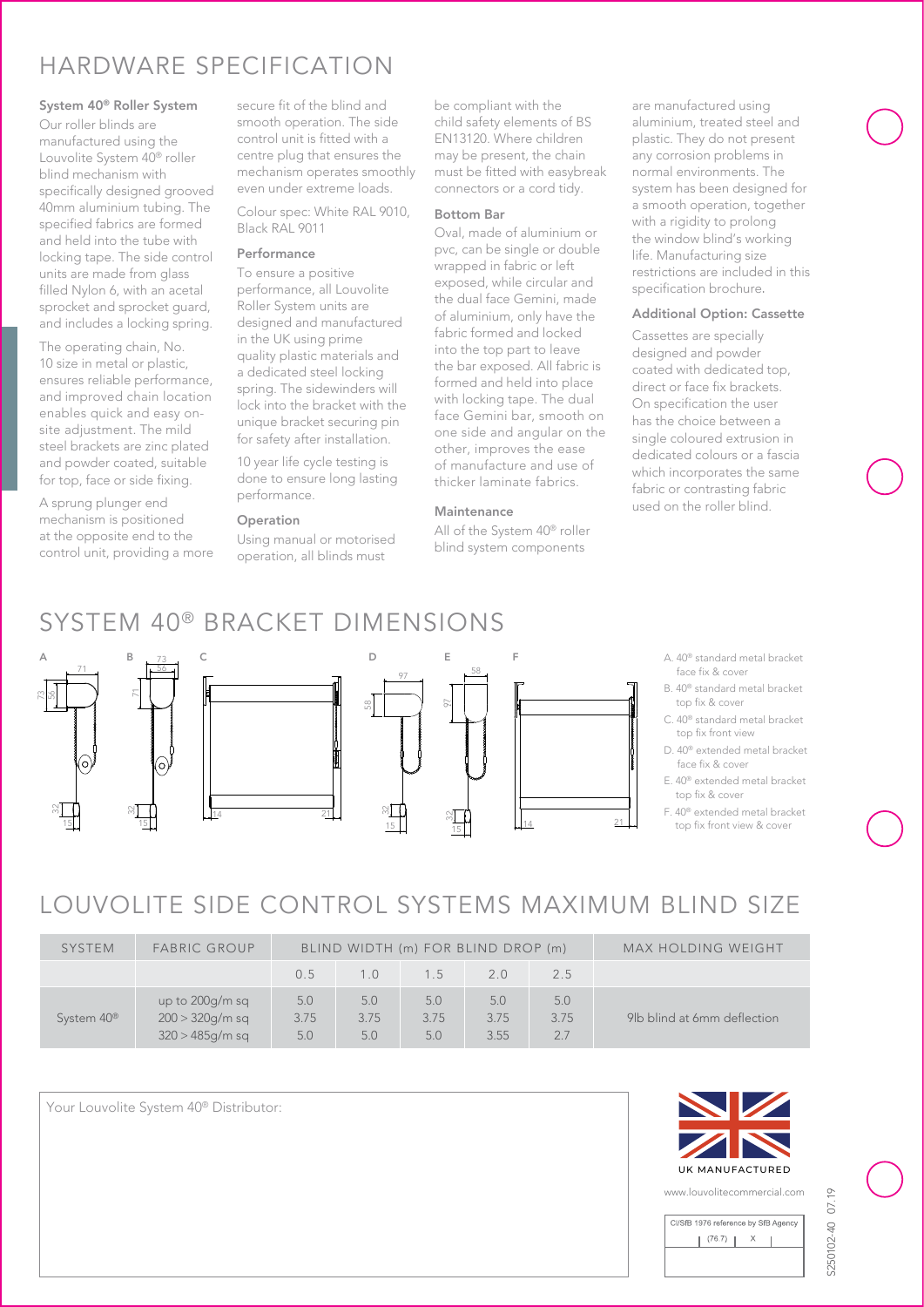# HARDWARE SPECIFICATION

### System 40® Roller System

Our roller blinds are manufactured using the Louvolite System 40® roller blind mechanism with specifically designed grooved 40mm aluminium tubing. The specified fabrics are formed and held into the tube with locking tape. The side control units are made from glass filled Nylon 6, with an acetal sprocket and sprocket guard, and includes a locking spring.

The operating chain, No. 10 size in metal or plastic, ensures reliable performance, and improved chain location enables quick and easy on-site adjustment. The mild steel brackets are zinc plated and powder coated, suitable for top, face or side fixing.

A sprung plunger end mechanism is positioned at the opposite end to the control unit, providing a more secure fit of the blind and smooth operation. The side control unit is fitted with a centre plug that ensures the mechanism operates smoothly even under extreme loads.

Colour spec: White RAL 9010, Black RAL 9011

### Performance

To ensure a positive performance, all Louvolite Roller System units are designed and manufactured in the UK using prime quality plastic materials and a dedicated steel locking spring. The sidewinders will lock into the bracket with the unique bracket securing pin for safety after installation.

10 year life cycle testing is done to ensure long lasting performance.

### Operation

Using manual or motorised operation, all blinds must be compliant with the child safety elements of BS EN13120. Where children may be present, the chain must be fitted with easybreak connectors or a cord tidy.

### Bottom Bar

Oval, made of aluminium or pvc, can be single or double wrapped in fabric or left exposed, while circular and the dual face Gemini, made of aluminium, only have the fabric formed and locked into the top part to leave the bar exposed. All fabric is formed and held into place with locking tape. The dual face Gemini bar, smooth on one side and angular on the other, improves the ease of manufacture and use of thicker laminate fabrics.

### Maintenance

All of the System 40® roller blind system components are manufactured using aluminium, treated steel and plastic. They do not present any corrosion problems in normal environments. The system has been designed for a smooth operation, together with a rigidity to prolong the window blind's working life. Manufacturing size restrictions are included in this specification brochure.

### Additional Option: Cassette

Cassettes are specially designed and powder coated with dedicated top, direct or face fix brackets. On specification the user has the choice between a single coloured extrusion in dedicated colours or a fascia which incorporates the same fabric or contrasting fabric used on the roller blind.

# SYSTEM 40® BRACKET DIMENSIONS

A 71 73 56 32 15

B 73 56 71 32 15

C 14 21

D 97 58 32 15

E 58 97 32 15

F 14 21

- A. 40® standard metal bracket face fix & cover
- B. 40® standard metal bracket top fix & cover
- C. 40® standard metal bracket top fix front view
- D. 40® extended metal bracket face fix & cover
- E. 40® extended metal bracket top fix & cover
- F. 40® extended metal bracket top fix front view & cover

# LOUVOLITE SIDE CONTROL SYSTEMS MAXIMUM BLIND SIZE

| SYSTEM | FABRIC GROUP | BLIND WIDTH (m) FOR BLIND DROP (m) | | | | | MAX HOLDING WEIGHT |
|---|---|---|---|---|---|---|---|
| | | 0.5 | 1.0 | 1.5 | 2.0 | 2.5 | |
| System 40® | up to 200g/m sq | 5.0 | 5.0 | 5.0 | 5.0 | 5.0 | 9lb blind at 6mm deflection |
| | 200 > 320g/m sq | 3.75 | 3.75 | 3.75 | 3.75 | 3.75 | |
| | 320 > 485g/m sq | 5.0 | 5.0 | 5.0 | 3.55 | 2.7 | |

Your Louvolite System 40® Distributor:

UK MANUFACTURED

www.louvolitecommercial.com

CI/SfB 1976 reference by SfB Agency (76 7) X

S250102-40 07.19